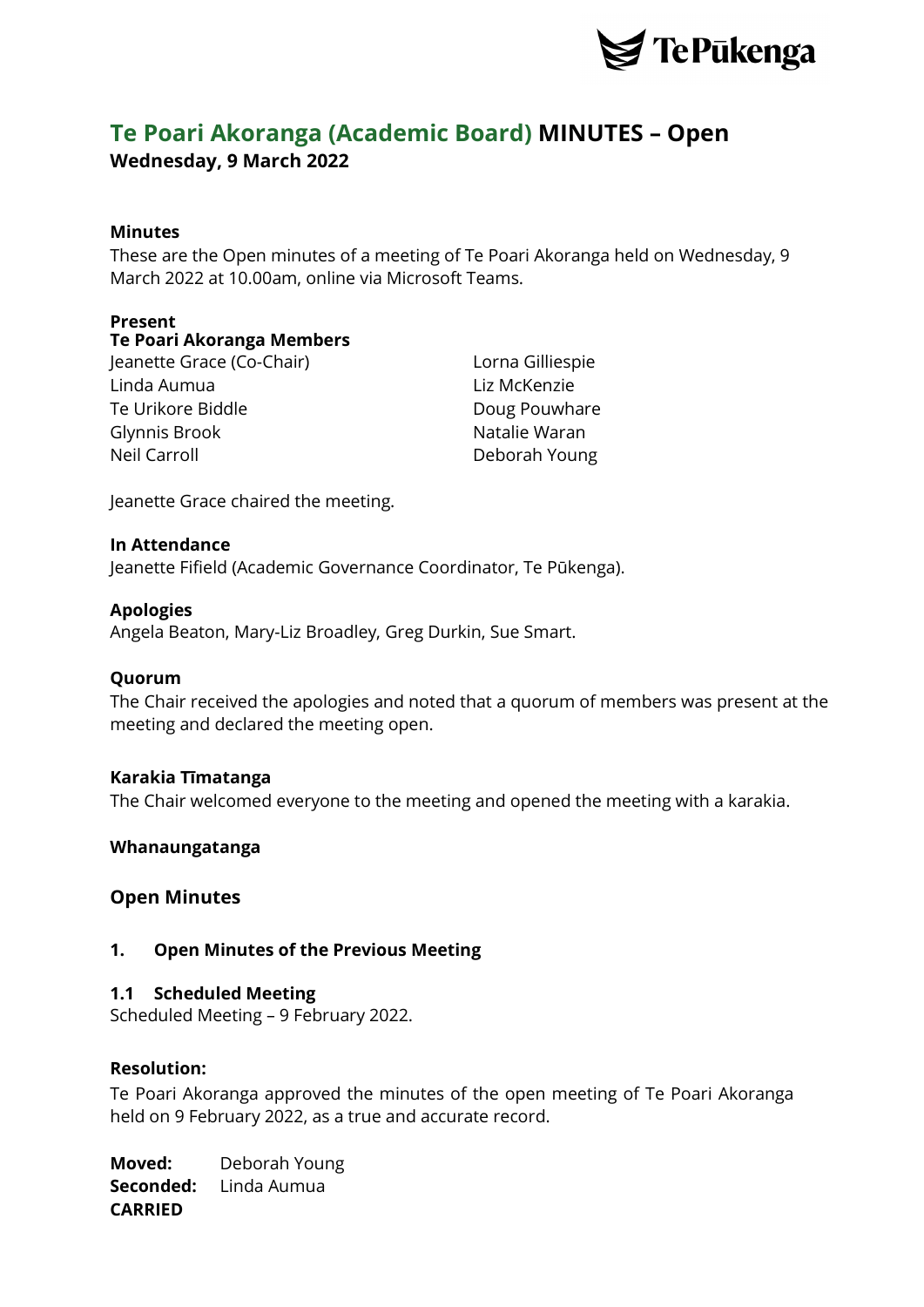# Te Poari Akoranga (Academic Board) MINUTES – Open

**Wednesday, 9 March 2022**

**Minutes**

These are the Open minutes of a meeting of Te Poari Akoranga held on Wednesday, 9 March 2022 at 10.00am, online via Microsoft Teams.

**Present**

**Te Poari Akoranga Members**

Jeanette Grace (Co-Chair)
Linda Aumua
Te Urikore Biddle
Glynnis Brook
Neil Carroll
Lorna Gilliespie
Liz McKenzie
Doug Pouwhare
Natalie Waran
Deborah Young

Jeanette Grace chaired the meeting.

**In Attendance**

Jeanette Fifield (Academic Governance Coordinator, Te Pūkenga).

**Apologies**

Angela Beaton, Mary-Liz Broadley, Greg Durkin, Sue Smart.

**Quorum**

The Chair received the apologies and noted that a quorum of members was present at the meeting and declared the meeting open.

**Karakia Tīmatanga**

The Chair welcomed everyone to the meeting and opened the meeting with a karakia.

**Whanaungatanga**

## Open Minutes

### 1. Open Minutes of the Previous Meeting

#### 1.1 Scheduled Meeting

Scheduled Meeting – 9 February 2022.

**Resolution:**

Te Poari Akoranga approved the minutes of the open meeting of Te Poari Akoranga held on 9 February 2022, as a true and accurate record.

**Moved:** Deborah Young
**Seconded:** Linda Aumua
**CARRIED**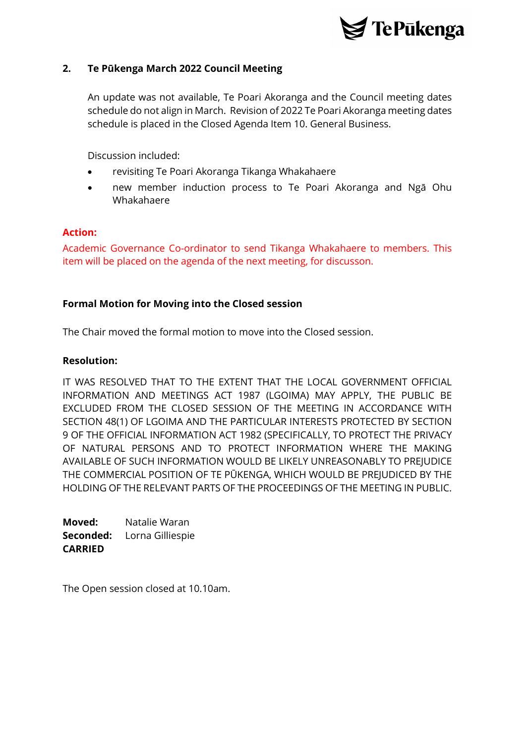## 2. Te Pūkenga March 2022 Council Meeting

An update was not available, Te Poari Akoranga and the Council meeting dates schedule do not align in March. Revision of 2022 Te Poari Akoranga meeting dates schedule is placed in the Closed Agenda Item 10. General Business.

Discussion included:

- revisiting Te Poari Akoranga Tikanga Whakahaere
- new member induction process to Te Poari Akoranga and Ngā Ohu Whakahaere

**Action:**

Academic Governance Co-ordinator to send Tikanga Whakahaere to members. This item will be placed on the agenda of the next meeting, for discusson.

**Formal Motion for Moving into the Closed session**

The Chair moved the formal motion to move into the Closed session.

**Resolution:**

IT WAS RESOLVED THAT TO THE EXTENT THAT THE LOCAL GOVERNMENT OFFICIAL INFORMATION AND MEETINGS ACT 1987 (LGOIMA) MAY APPLY, THE PUBLIC BE EXCLUDED FROM THE CLOSED SESSION OF THE MEETING IN ACCORDANCE WITH SECTION 48(1) OF LGOIMA AND THE PARTICULAR INTERESTS PROTECTED BY SECTION 9 OF THE OFFICIAL INFORMATION ACT 1982 (SPECIFICALLY, TO PROTECT THE PRIVACY OF NATURAL PERSONS AND TO PROTECT INFORMATION WHERE THE MAKING AVAILABLE OF SUCH INFORMATION WOULD BE LIKELY UNREASONABLY TO PREJUDICE THE COMMERCIAL POSITION OF TE PŪKENGA, WHICH WOULD BE PREJUDICED BY THE HOLDING OF THE RELEVANT PARTS OF THE PROCEEDINGS OF THE MEETING IN PUBLIC.

**Moved:** Natalie Waran
**Seconded:** Lorna Gilliespie
**CARRIED**

The Open session closed at 10.10am.